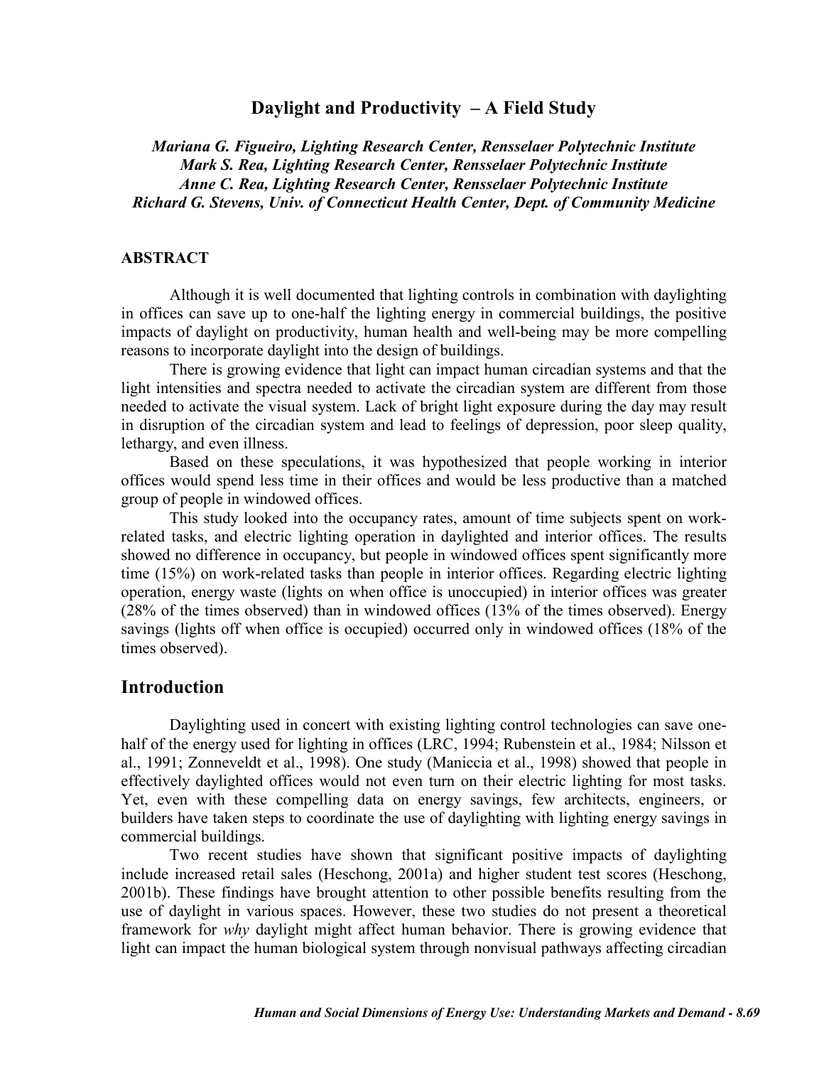# Daylight and Productivity – A Field Study

*Mariana G. Figueiro, Lighting Research Center, Rensselaer Polytechnic Institute*
*Mark S. Rea, Lighting Research Center, Rensselaer Polytechnic Institute*
*Anne C. Rea, Lighting Research Center, Rensselaer Polytechnic Institute*
*Richard G. Stevens, Univ. of Connecticut Health Center, Dept. of Community Medicine*

## ABSTRACT

Although it is well documented that lighting controls in combination with daylighting in offices can save up to one-half the lighting energy in commercial buildings, the positive impacts of daylight on productivity, human health and well-being may be more compelling reasons to incorporate daylight into the design of buildings.

There is growing evidence that light can impact human circadian systems and that the light intensities and spectra needed to activate the circadian system are different from those needed to activate the visual system. Lack of bright light exposure during the day may result in disruption of the circadian system and lead to feelings of depression, poor sleep quality, lethargy, and even illness.

Based on these speculations, it was hypothesized that people working in interior offices would spend less time in their offices and would be less productive than a matched group of people in windowed offices.

This study looked into the occupancy rates, amount of time subjects spent on work-related tasks, and electric lighting operation in daylighted and interior offices. The results showed no difference in occupancy, but people in windowed offices spent significantly more time (15%) on work-related tasks than people in interior offices. Regarding electric lighting operation, energy waste (lights on when office is unoccupied) in interior offices was greater (28% of the times observed) than in windowed offices (13% of the times observed). Energy savings (lights off when office is occupied) occurred only in windowed offices (18% of the times observed).

## Introduction

Daylighting used in concert with existing lighting control technologies can save one-half of the energy used for lighting in offices (LRC, 1994; Rubenstein et al., 1984; Nilsson et al., 1991; Zonneveldt et al., 1998). One study (Maniccia et al., 1998) showed that people in effectively daylighted offices would not even turn on their electric lighting for most tasks. Yet, even with these compelling data on energy savings, few architects, engineers, or builders have taken steps to coordinate the use of daylighting with lighting energy savings in commercial buildings.

Two recent studies have shown that significant positive impacts of daylighting include increased retail sales (Heschong, 2001a) and higher student test scores (Heschong, 2001b). These findings have brought attention to other possible benefits resulting from the use of daylight in various spaces. However, these two studies do not present a theoretical framework for *why* daylight might affect human behavior. There is growing evidence that light can impact the human biological system through nonvisual pathways affecting circadian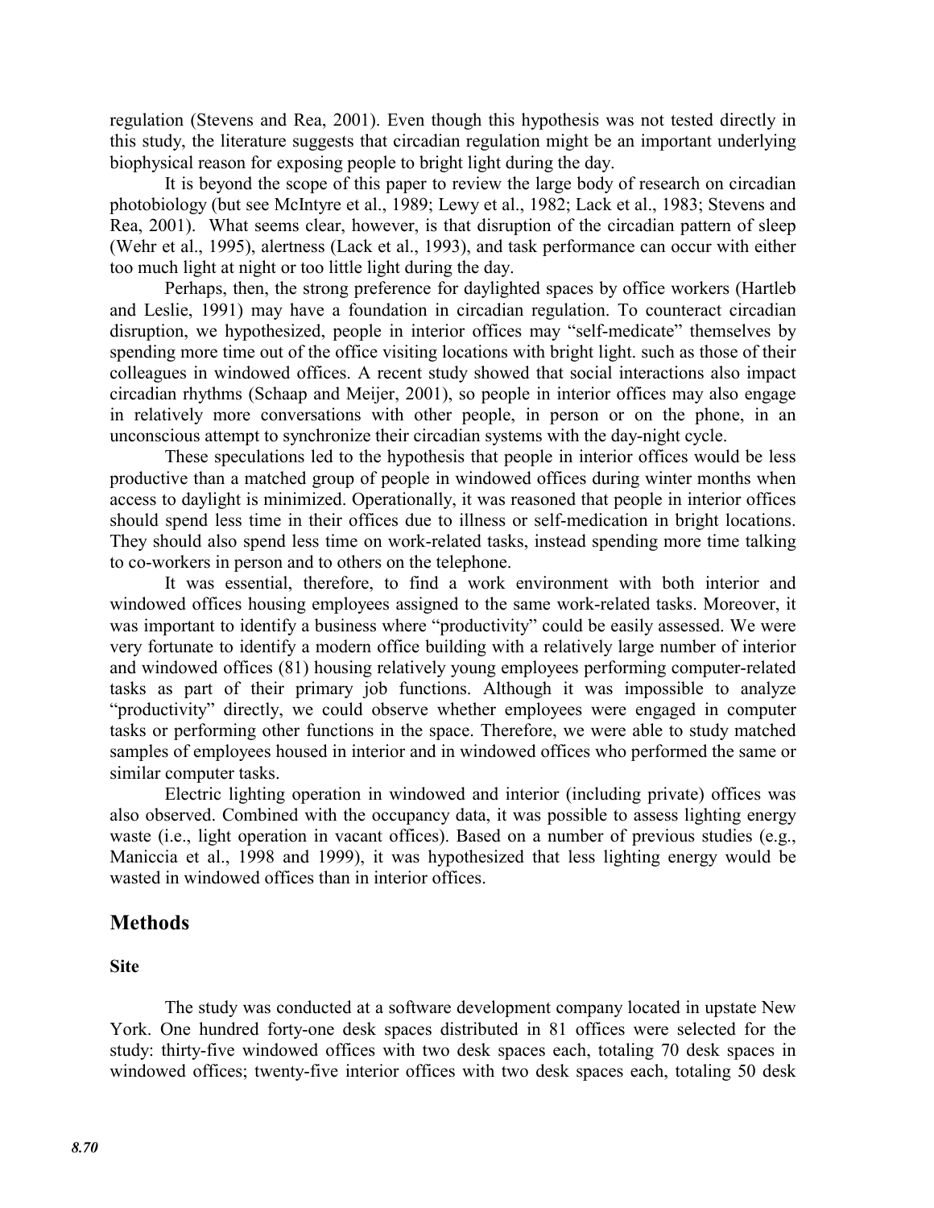regulation (Stevens and Rea, 2001). Even though this hypothesis was not tested directly in this study, the literature suggests that circadian regulation might be an important underlying biophysical reason for exposing people to bright light during the day.

It is beyond the scope of this paper to review the large body of research on circadian photobiology (but see McIntyre et al., 1989; Lewy et al., 1982; Lack et al., 1983; Stevens and Rea, 2001). What seems clear, however, is that disruption of the circadian pattern of sleep (Wehr et al., 1995), alertness (Lack et al., 1993), and task performance can occur with either too much light at night or too little light during the day.

Perhaps, then, the strong preference for daylighted spaces by office workers (Hartleb and Leslie, 1991) may have a foundation in circadian regulation. To counteract circadian disruption, we hypothesized, people in interior offices may "self-medicate" themselves by spending more time out of the office visiting locations with bright light. such as those of their colleagues in windowed offices. A recent study showed that social interactions also impact circadian rhythms (Schaap and Meijer, 2001), so people in interior offices may also engage in relatively more conversations with other people, in person or on the phone, in an unconscious attempt to synchronize their circadian systems with the day-night cycle.

These speculations led to the hypothesis that people in interior offices would be less productive than a matched group of people in windowed offices during winter months when access to daylight is minimized. Operationally, it was reasoned that people in interior offices should spend less time in their offices due to illness or self-medication in bright locations. They should also spend less time on work-related tasks, instead spending more time talking to co-workers in person and to others on the telephone.

It was essential, therefore, to find a work environment with both interior and windowed offices housing employees assigned to the same work-related tasks. Moreover, it was important to identify a business where "productivity" could be easily assessed. We were very fortunate to identify a modern office building with a relatively large number of interior and windowed offices (81) housing relatively young employees performing computer-related tasks as part of their primary job functions. Although it was impossible to analyze "productivity" directly, we could observe whether employees were engaged in computer tasks or performing other functions in the space. Therefore, we were able to study matched samples of employees housed in interior and in windowed offices who performed the same or similar computer tasks.

Electric lighting operation in windowed and interior (including private) offices was also observed. Combined with the occupancy data, it was possible to assess lighting energy waste (i.e., light operation in vacant offices). Based on a number of previous studies (e.g., Maniccia et al., 1998 and 1999), it was hypothesized that less lighting energy would be wasted in windowed offices than in interior offices.

## Methods

### Site

The study was conducted at a software development company located in upstate New York. One hundred forty-one desk spaces distributed in 81 offices were selected for the study: thirty-five windowed offices with two desk spaces each, totaling 70 desk spaces in windowed offices; twenty-five interior offices with two desk spaces each, totaling 50 desk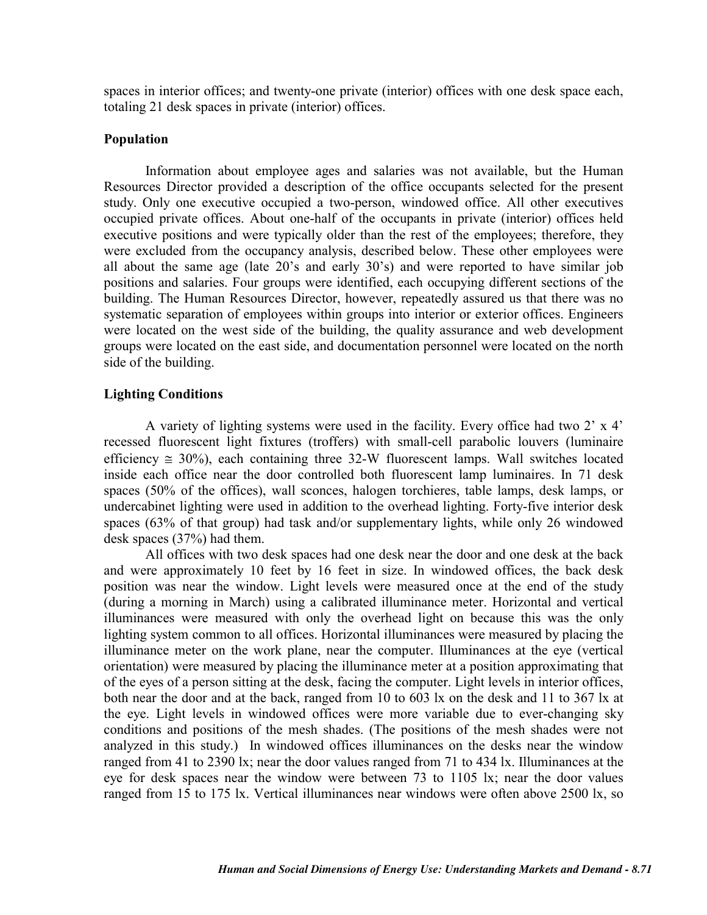spaces in interior offices; and twenty-one private (interior) offices with one desk space each, totaling 21 desk spaces in private (interior) offices.

### Population

Information about employee ages and salaries was not available, but the Human Resources Director provided a description of the office occupants selected for the present study. Only one executive occupied a two-person, windowed office. All other executives occupied private offices. About one-half of the occupants in private (interior) offices held executive positions and were typically older than the rest of the employees; therefore, they were excluded from the occupancy analysis, described below. These other employees were all about the same age (late 20's and early 30's) and were reported to have similar job positions and salaries. Four groups were identified, each occupying different sections of the building. The Human Resources Director, however, repeatedly assured us that there was no systematic separation of employees within groups into interior or exterior offices. Engineers were located on the west side of the building, the quality assurance and web development groups were located on the east side, and documentation personnel were located on the north side of the building.

### Lighting Conditions

A variety of lighting systems were used in the facility. Every office had two 2' x 4' recessed fluorescent light fixtures (troffers) with small-cell parabolic louvers (luminaire efficiency $\cong$ 30%), each containing three 32-W fluorescent lamps. Wall switches located inside each office near the door controlled both fluorescent lamp luminaires. In 71 desk spaces (50% of the offices), wall sconces, halogen torchieres, table lamps, desk lamps, or undercabinet lighting were used in addition to the overhead lighting. Forty-five interior desk spaces (63% of that group) had task and/or supplementary lights, while only 26 windowed desk spaces (37%) had them.

All offices with two desk spaces had one desk near the door and one desk at the back and were approximately 10 feet by 16 feet in size. In windowed offices, the back desk position was near the window. Light levels were measured once at the end of the study (during a morning in March) using a calibrated illuminance meter. Horizontal and vertical illuminances were measured with only the overhead light on because this was the only lighting system common to all offices. Horizontal illuminances were measured by placing the illuminance meter on the work plane, near the computer. Illuminances at the eye (vertical orientation) were measured by placing the illuminance meter at a position approximating that of the eyes of a person sitting at the desk, facing the computer. Light levels in interior offices, both near the door and at the back, ranged from 10 to 603 lx on the desk and 11 to 367 lx at the eye. Light levels in windowed offices were more variable due to ever-changing sky conditions and positions of the mesh shades. (The positions of the mesh shades were not analyzed in this study.) In windowed offices illuminances on the desks near the window ranged from 41 to 2390 lx; near the door values ranged from 71 to 434 lx. Illuminances at the eye for desk spaces near the window were between 73 to 1105 lx; near the door values ranged from 15 to 175 lx. Vertical illuminances near windows were often above 2500 lx, so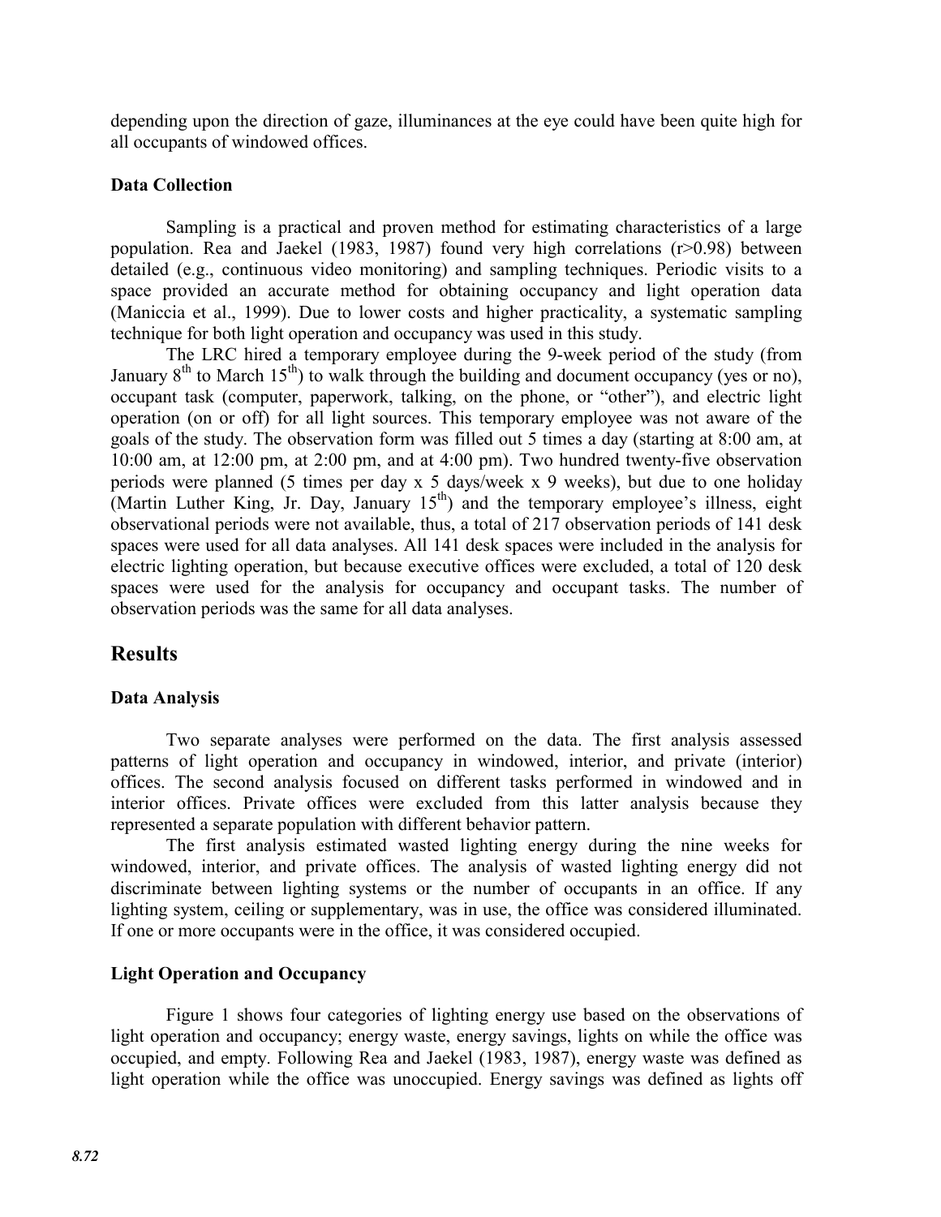depending upon the direction of gaze, illuminances at the eye could have been quite high for all occupants of windowed offices.

### Data Collection

Sampling is a practical and proven method for estimating characteristics of a large population. Rea and Jaekel (1983, 1987) found very high correlations (r>0.98) between detailed (e.g., continuous video monitoring) and sampling techniques. Periodic visits to a space provided an accurate method for obtaining occupancy and light operation data (Maniccia et al., 1999). Due to lower costs and higher practicality, a systematic sampling technique for both light operation and occupancy was used in this study.

The LRC hired a temporary employee during the 9-week period of the study (from January 8th to March 15th) to walk through the building and document occupancy (yes or no), occupant task (computer, paperwork, talking, on the phone, or "other"), and electric light operation (on or off) for all light sources. This temporary employee was not aware of the goals of the study. The observation form was filled out 5 times a day (starting at 8:00 am, at 10:00 am, at 12:00 pm, at 2:00 pm, and at 4:00 pm). Two hundred twenty-five observation periods were planned (5 times per day x 5 days/week x 9 weeks), but due to one holiday (Martin Luther King, Jr. Day, January 15th) and the temporary employee's illness, eight observational periods were not available, thus, a total of 217 observation periods of 141 desk spaces were used for all data analyses. All 141 desk spaces were included in the analysis for electric lighting operation, but because executive offices were excluded, a total of 120 desk spaces were used for the analysis for occupancy and occupant tasks. The number of observation periods was the same for all data analyses.

## Results

### Data Analysis

Two separate analyses were performed on the data. The first analysis assessed patterns of light operation and occupancy in windowed, interior, and private (interior) offices. The second analysis focused on different tasks performed in windowed and in interior offices. Private offices were excluded from this latter analysis because they represented a separate population with different behavior pattern.

The first analysis estimated wasted lighting energy during the nine weeks for windowed, interior, and private offices. The analysis of wasted lighting energy did not discriminate between lighting systems or the number of occupants in an office. If any lighting system, ceiling or supplementary, was in use, the office was considered illuminated. If one or more occupants were in the office, it was considered occupied.

### Light Operation and Occupancy

Figure 1 shows four categories of lighting energy use based on the observations of light operation and occupancy; energy waste, energy savings, lights on while the office was occupied, and empty. Following Rea and Jaekel (1983, 1987), energy waste was defined as light operation while the office was unoccupied. Energy savings was defined as lights off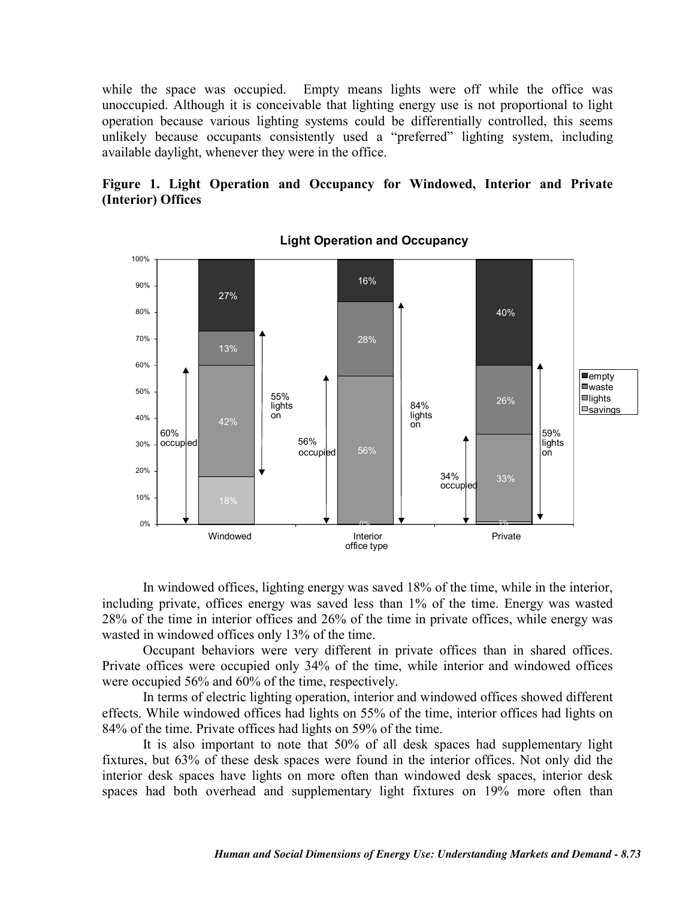while the space was occupied. Empty means lights were off while the office was unoccupied. Although it is conceivable that lighting energy use is not proportional to light operation because various lighting systems could be differentially controlled, this seems unlikely because occupants consistently used a "preferred" lighting system, including available daylight, whenever they were in the office.

**Figure 1. Light Operation and Occupancy for Windowed, Interior and Private (Interior) Offices**

In windowed offices, lighting energy was saved 18% of the time, while in the interior, including private, offices energy was saved less than 1% of the time. Energy was wasted 28% of the time in interior offices and 26% of the time in private offices, while energy was wasted in windowed offices only 13% of the time.

Occupant behaviors were very different in private offices than in shared offices. Private offices were occupied only 34% of the time, while interior and windowed offices were occupied 56% and 60% of the time, respectively.

In terms of electric lighting operation, interior and windowed offices showed different effects. While windowed offices had lights on 55% of the time, interior offices had lights on 84% of the time. Private offices had lights on 59% of the time.

It is also important to note that 50% of all desk spaces had supplementary light fixtures, but 63% of these desk spaces were found in the interior offices. Not only did the interior desk spaces have lights on more often than windowed desk spaces, interior desk spaces had both overhead and supplementary light fixtures on 19% more often than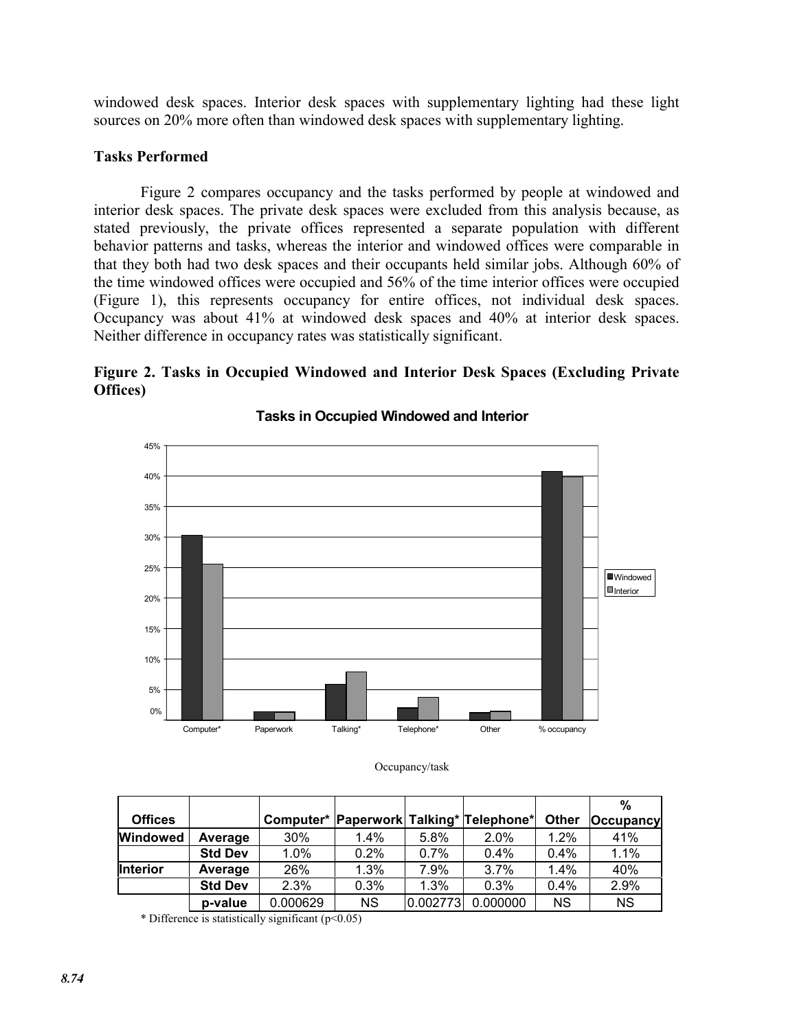windowed desk spaces. Interior desk spaces with supplementary lighting had these light sources on 20% more often than windowed desk spaces with supplementary lighting.

### Tasks Performed

Figure 2 compares occupancy and the tasks performed by people at windowed and interior desk spaces. The private desk spaces were excluded from this analysis because, as stated previously, the private offices represented a separate population with different behavior patterns and tasks, whereas the interior and windowed offices were comparable in that they both had two desk spaces and their occupants held similar jobs. Although 60% of the time windowed offices were occupied and 56% of the time interior offices were occupied (Figure 1), this represents occupancy for entire offices, not individual desk spaces. Occupancy was about 41% at windowed desk spaces and 40% at interior desk spaces. Neither difference in occupancy rates was statistically significant.

**Figure 2. Tasks in Occupied Windowed and Interior Desk Spaces (Excluding Private Offices)**

| Offices | | Computer* | Paperwork | Talking* | Telephone* | Other | % Occupancy |
|---|---|---|---|---|---|---|---|
| Windowed | Average | 30% | 1.4% | 5.8% | 2.0% | 1.2% | 41% |
| | Std Dev | 1.0% | 0.2% | 0.7% | 0.4% | 0.4% | 1.1% |
| Interior | Average | 26% | 1.3% | 7.9% | 3.7% | 1.4% | 40% |
| | Std Dev | 2.3% | 0.3% | 1.3% | 0.3% | 0.4% | 2.9% |
| | p-value | 0.000629 | NS | 0.002773 | 0.000000 | NS | NS |

\* Difference is statistically significant ($p<0.05$)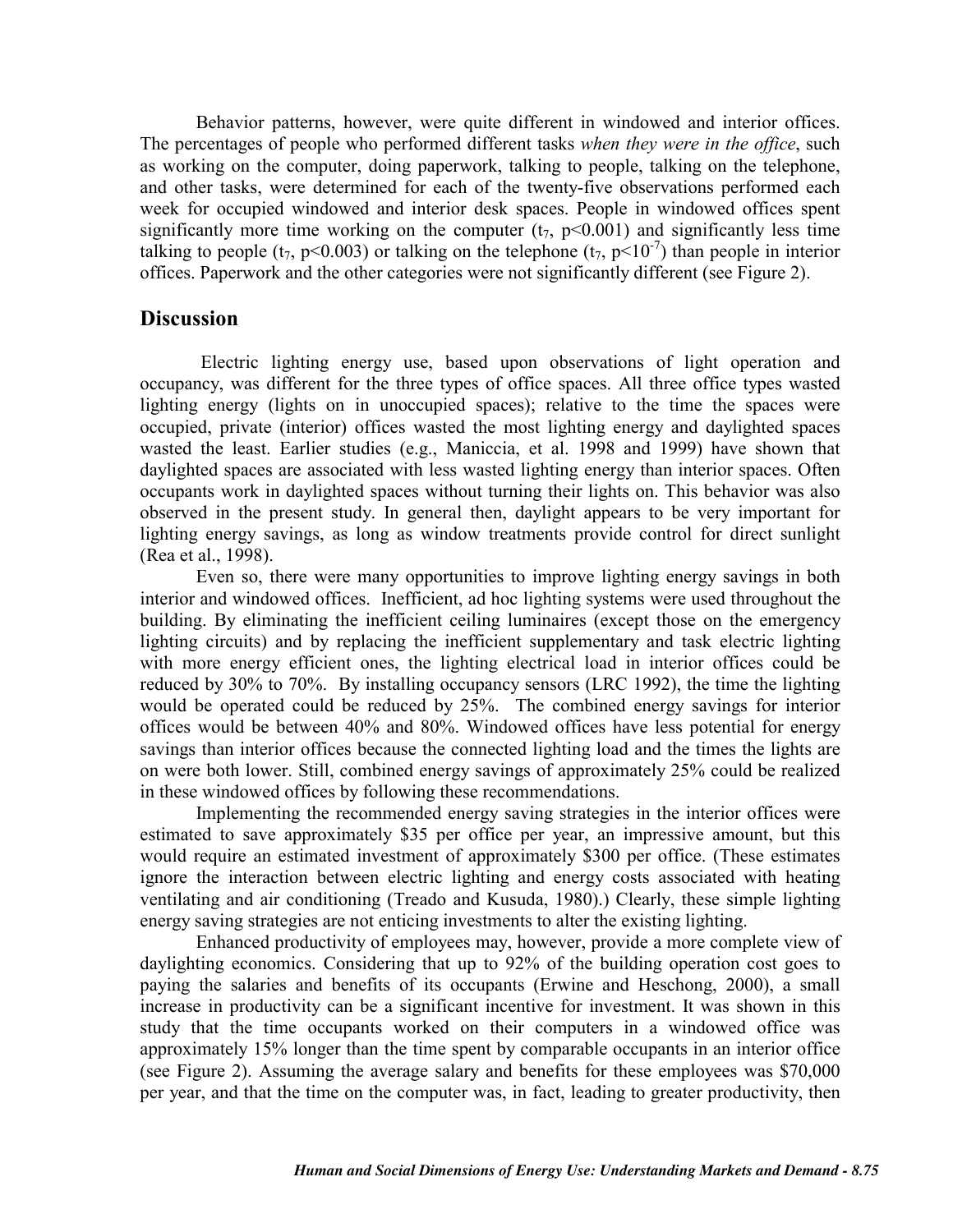Behavior patterns, however, were quite different in windowed and interior offices. The percentages of people who performed different tasks *when they were in the office*, such as working on the computer, doing paperwork, talking to people, talking on the telephone, and other tasks, were determined for each of the twenty-five observations performed each week for occupied windowed and interior desk spaces. People in windowed offices spent significantly more time working on the computer ($t_7$, $p<0.001$) and significantly less time talking to people ($t_7$, $p<0.003$) or talking on the telephone ($t_7$, $p<10^{-7}$) than people in interior offices. Paperwork and the other categories were not significantly different (see Figure 2).

## Discussion

Electric lighting energy use, based upon observations of light operation and occupancy, was different for the three types of office spaces. All three office types wasted lighting energy (lights on in unoccupied spaces); relative to the time the spaces were occupied, private (interior) offices wasted the most lighting energy and daylighted spaces wasted the least. Earlier studies (e.g., Maniccia, et al. 1998 and 1999) have shown that daylighted spaces are associated with less wasted lighting energy than interior spaces. Often occupants work in daylighted spaces without turning their lights on. This behavior was also observed in the present study. In general then, daylight appears to be very important for lighting energy savings, as long as window treatments provide control for direct sunlight (Rea et al., 1998).

Even so, there were many opportunities to improve lighting energy savings in both interior and windowed offices. Inefficient, ad hoc lighting systems were used throughout the building. By eliminating the inefficient ceiling luminaires (except those on the emergency lighting circuits) and by replacing the inefficient supplementary and task electric lighting with more energy efficient ones, the lighting electrical load in interior offices could be reduced by 30% to 70%. By installing occupancy sensors (LRC 1992), the time the lighting would be operated could be reduced by 25%. The combined energy savings for interior offices would be between 40% and 80%. Windowed offices have less potential for energy savings than interior offices because the connected lighting load and the times the lights are on were both lower. Still, combined energy savings of approximately 25% could be realized in these windowed offices by following these recommendations.

Implementing the recommended energy saving strategies in the interior offices were estimated to save approximately $35 per office per year, an impressive amount, but this would require an estimated investment of approximately $300 per office. (These estimates ignore the interaction between electric lighting and energy costs associated with heating ventilating and air conditioning (Treado and Kusuda, 1980).) Clearly, these simple lighting energy saving strategies are not enticing investments to alter the existing lighting.

Enhanced productivity of employees may, however, provide a more complete view of daylighting economics. Considering that up to 92% of the building operation cost goes to paying the salaries and benefits of its occupants (Erwine and Heschong, 2000), a small increase in productivity can be a significant incentive for investment. It was shown in this study that the time occupants worked on their computers in a windowed office was approximately 15% longer than the time spent by comparable occupants in an interior office (see Figure 2). Assuming the average salary and benefits for these employees was $70,000 per year, and that the time on the computer was, in fact, leading to greater productivity, then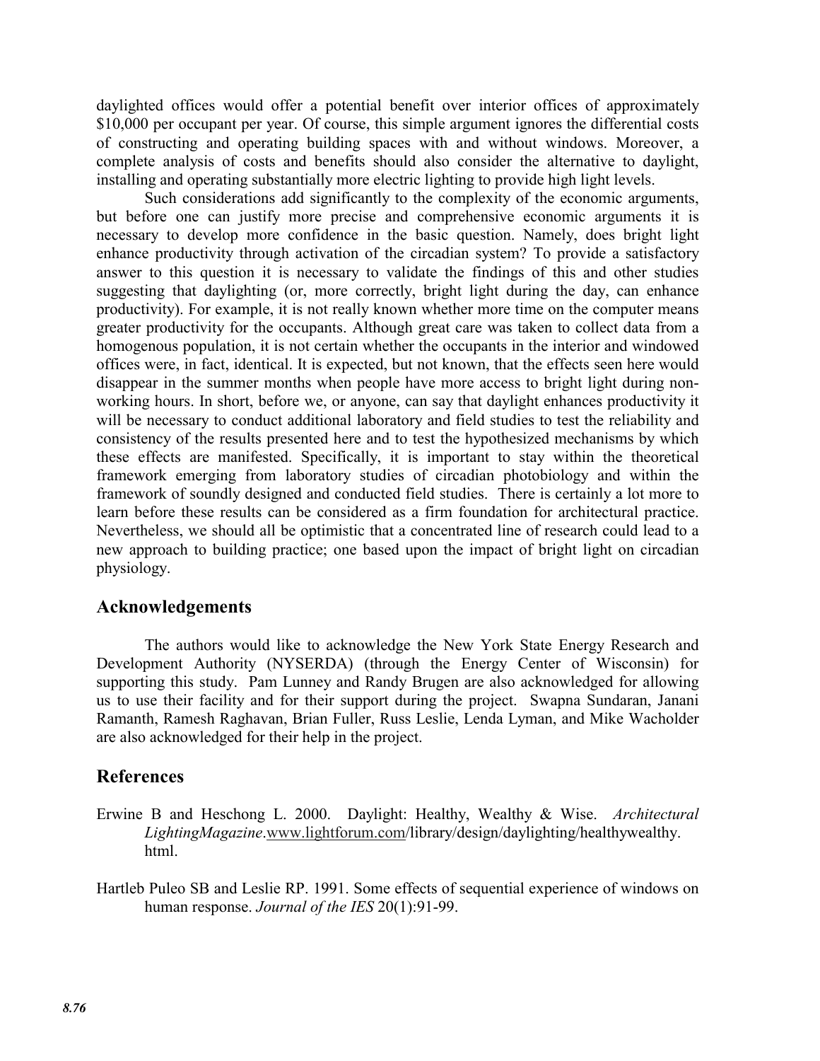daylighted offices would offer a potential benefit over interior offices of approximately $10,000 per occupant per year. Of course, this simple argument ignores the differential costs of constructing and operating building spaces with and without windows. Moreover, a complete analysis of costs and benefits should also consider the alternative to daylight, installing and operating substantially more electric lighting to provide high light levels.

Such considerations add significantly to the complexity of the economic arguments, but before one can justify more precise and comprehensive economic arguments it is necessary to develop more confidence in the basic question. Namely, does bright light enhance productivity through activation of the circadian system? To provide a satisfactory answer to this question it is necessary to validate the findings of this and other studies suggesting that daylighting (or, more correctly, bright light during the day, can enhance productivity). For example, it is not really known whether more time on the computer means greater productivity for the occupants. Although great care was taken to collect data from a homogenous population, it is not certain whether the occupants in the interior and windowed offices were, in fact, identical. It is expected, but not known, that the effects seen here would disappear in the summer months when people have more access to bright light during non-working hours. In short, before we, or anyone, can say that daylight enhances productivity it will be necessary to conduct additional laboratory and field studies to test the reliability and consistency of the results presented here and to test the hypothesized mechanisms by which these effects are manifested. Specifically, it is important to stay within the theoretical framework emerging from laboratory studies of circadian photobiology and within the framework of soundly designed and conducted field studies. There is certainly a lot more to learn before these results can be considered as a firm foundation for architectural practice. Nevertheless, we should all be optimistic that a concentrated line of research could lead to a new approach to building practice; one based upon the impact of bright light on circadian physiology.

## Acknowledgements

The authors would like to acknowledge the New York State Energy Research and Development Authority (NYSERDA) (through the Energy Center of Wisconsin) for supporting this study. Pam Lunney and Randy Brugen are also acknowledged for allowing us to use their facility and for their support during the project. Swapna Sundaran, Janani Ramanth, Ramesh Raghavan, Brian Fuller, Russ Leslie, Lenda Lyman, and Mike Wacholder are also acknowledged for their help in the project.

## References

Erwine B and Heschong L. 2000. Daylight: Healthy, Wealthy & Wise. *Architectural LightingMagazine*.www.lightforum.com/library/design/daylighting/healthywealthy.html.

Hartleb Puleo SB and Leslie RP. 1991. Some effects of sequential experience of windows on human response. *Journal of the IES* 20(1):91-99.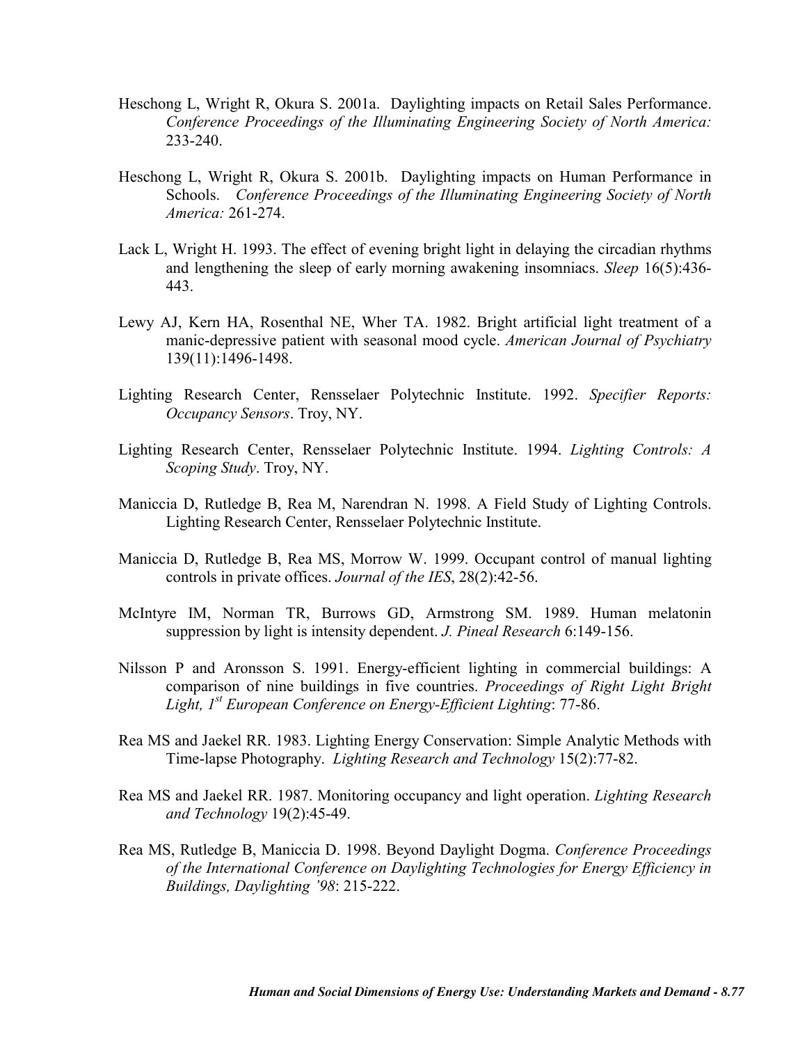Heschong L, Wright R, Okura S. 2001a. Daylighting impacts on Retail Sales Performance. *Conference Proceedings of the Illuminating Engineering Society of North America:* 233-240.

Heschong L, Wright R, Okura S. 2001b. Daylighting impacts on Human Performance in Schools. *Conference Proceedings of the Illuminating Engineering Society of North America:* 261-274.

Lack L, Wright H. 1993. The effect of evening bright light in delaying the circadian rhythms and lengthening the sleep of early morning awakening insomniacs. *Sleep* 16(5):436-443.

Lewy AJ, Kern HA, Rosenthal NE, Wher TA. 1982. Bright artificial light treatment of a manic-depressive patient with seasonal mood cycle. *American Journal of Psychiatry* 139(11):1496-1498.

Lighting Research Center, Rensselaer Polytechnic Institute. 1992. *Specifier Reports: Occupancy Sensors*. Troy, NY.

Lighting Research Center, Rensselaer Polytechnic Institute. 1994. *Lighting Controls: A Scoping Study*. Troy, NY.

Maniccia D, Rutledge B, Rea M, Narendran N. 1998. A Field Study of Lighting Controls. Lighting Research Center, Rensselaer Polytechnic Institute.

Maniccia D, Rutledge B, Rea MS, Morrow W. 1999. Occupant control of manual lighting controls in private offices. *Journal of the IES*, 28(2):42-56.

McIntyre IM, Norman TR, Burrows GD, Armstrong SM. 1989. Human melatonin suppression by light is intensity dependent. *J. Pineal Research* 6:149-156.

Nilsson P and Aronsson S. 1991. Energy-efficient lighting in commercial buildings: A comparison of nine buildings in five countries. *Proceedings of Right Light Bright Light, 1st European Conference on Energy-Efficient Lighting*: 77-86.

Rea MS and Jaekel RR. 1983. Lighting Energy Conservation: Simple Analytic Methods with Time-lapse Photography. *Lighting Research and Technology* 15(2):77-82.

Rea MS and Jaekel RR. 1987. Monitoring occupancy and light operation. *Lighting Research and Technology* 19(2):45-49.

Rea MS, Rutledge B, Maniccia D. 1998. Beyond Daylight Dogma. *Conference Proceedings of the International Conference on Daylighting Technologies for Energy Efficiency in Buildings, Daylighting '98*: 215-222.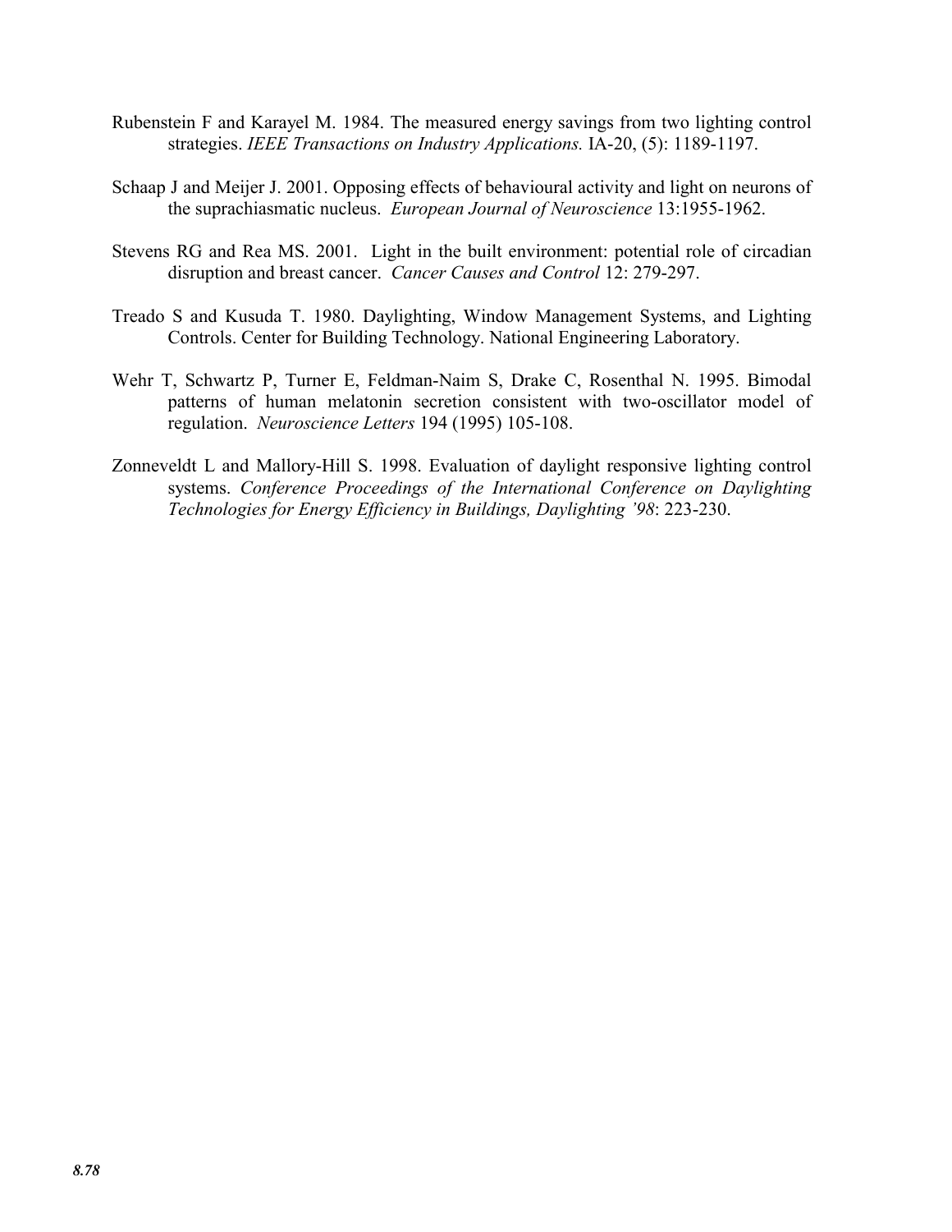Rubenstein F and Karayel M. 1984. The measured energy savings from two lighting control strategies. *IEEE Transactions on Industry Applications.* IA-20, (5): 1189-1197.

Schaap J and Meijer J. 2001. Opposing effects of behavioural activity and light on neurons of the suprachiasmatic nucleus. *European Journal of Neuroscience* 13:1955-1962.

Stevens RG and Rea MS. 2001. Light in the built environment: potential role of circadian disruption and breast cancer. *Cancer Causes and Control* 12: 279-297.

Treado S and Kusuda T. 1980. Daylighting, Window Management Systems, and Lighting Controls. Center for Building Technology. National Engineering Laboratory.

Wehr T, Schwartz P, Turner E, Feldman-Naim S, Drake C, Rosenthal N. 1995. Bimodal patterns of human melatonin secretion consistent with two-oscillator model of regulation. *Neuroscience Letters* 194 (1995) 105-108.

Zonneveldt L and Mallory-Hill S. 1998. Evaluation of daylight responsive lighting control systems. *Conference Proceedings of the International Conference on Daylighting Technologies for Energy Efficiency in Buildings, Daylighting '98*: 223-230.